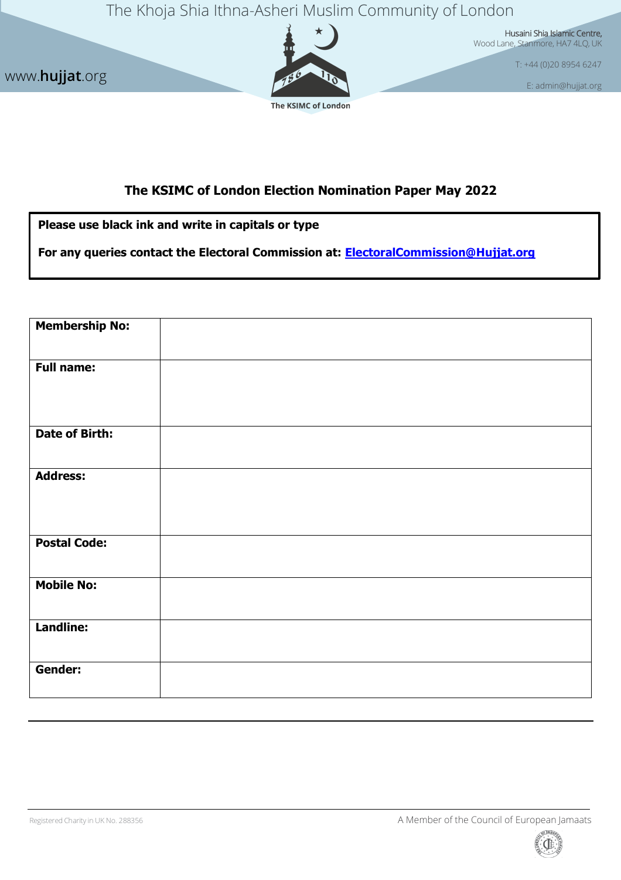The Khoja Shia Ithna-Asheri Muslim Community of London

www.hujjat.org

Husaini Shia Islamic Centre,
Wood Lane, Stanmore, HA7 4LQ, UK

T: +44 (0)20 8954 6247

E: admin@hujjat.org

The KSIMC of London

## The KSIMC of London Election Nomination Paper May 2022

**Please use black ink and write in capitals or type**

**For any queries contact the Electoral Commission at: ElectoralCommission@Hujjat.org**

| | |
|---|---|
| **Membership No:** | |
| **Full name:** | |
| **Date of Birth:** | |
| **Address:** | |
| **Postal Code:** | |
| **Mobile No:** | |
| **Landline:** | |
| **Gender:** | |

Registered Charity in UK No. 288356

A Member of the Council of European Jamaats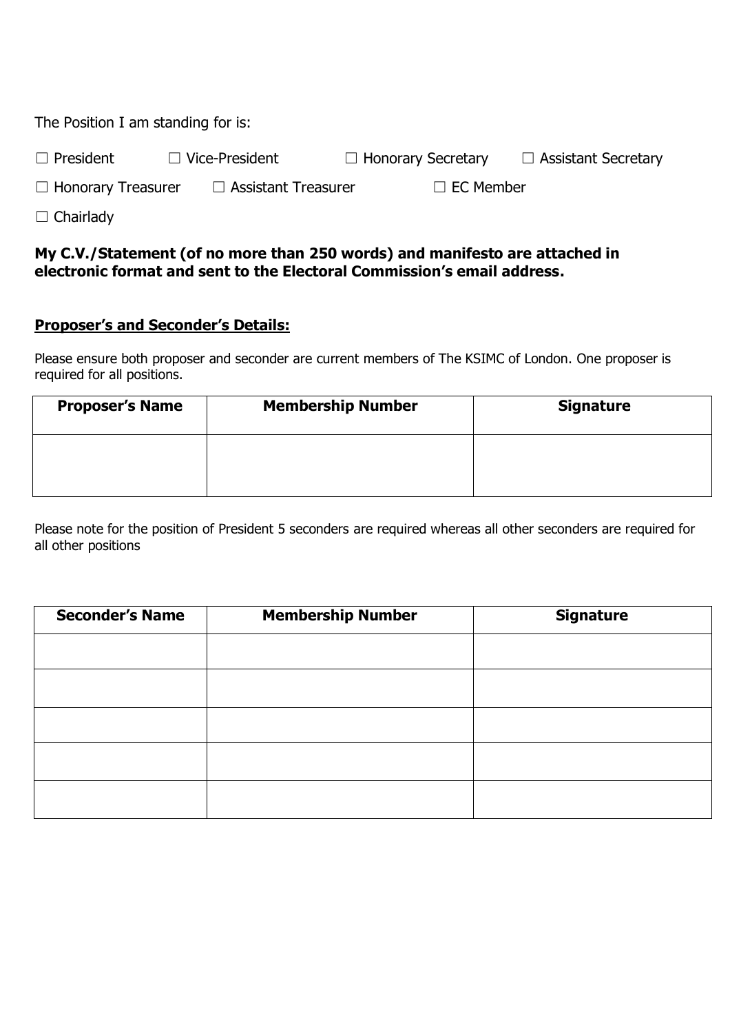The Position I am standing for is:

☐ President ☐ Vice-President ☐ Honorary Secretary ☐ Assistant Secretary

☐ Honorary Treasurer ☐ Assistant Treasurer ☐ EC Member

☐ Chairlady

**My C.V./Statement (of no more than 250 words) and manifesto are attached in electronic format and sent to the Electoral Commission's email address.**

**<u>Proposer's and Seconder's Details:</u>**

Please ensure both proposer and seconder are current members of The KSIMC of London. One proposer is required for all positions.

| Proposer's Name | Membership Number | Signature |
|---|---|---|
| | | |

Please note for the position of President 5 seconders are required whereas all other seconders are required for all other positions

| Seconder's Name | Membership Number | Signature |
|---|---|---|
| | | |
| | | |
| | | |
| | | |
| | | |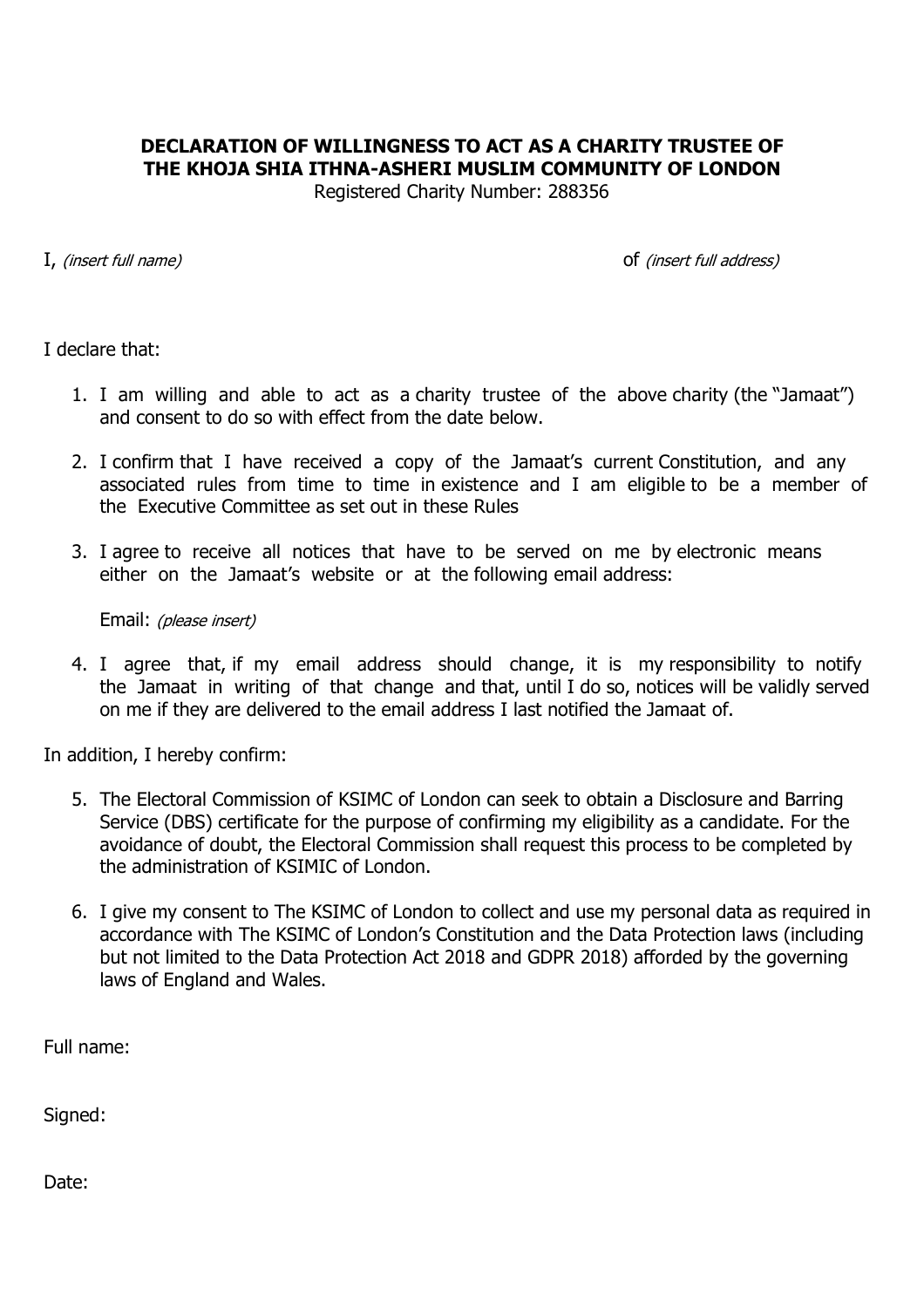**DECLARATION OF WILLINGNESS TO ACT AS A CHARITY TRUSTEE OF THE KHOJA SHIA ITHNA-ASHERI MUSLIM COMMUNITY OF LONDON**

Registered Charity Number: 288356

I, *(insert full name)* of *(insert full address)*

I declare that:

1. I am willing and able to act as a charity trustee of the above charity (the "Jamaat") and consent to do so with effect from the date below.

2. I confirm that I have received a copy of the Jamaat's current Constitution, and any associated rules from time to time in existence and I am eligible to be a member of the Executive Committee as set out in these Rules

3. I agree to receive all notices that have to be served on me by electronic means either on the Jamaat's website or at the following email address:

   Email: *(please insert)*

4. I agree that, if my email address should change, it is my responsibility to notify the Jamaat in writing of that change and that, until I do so, notices will be validly served on me if they are delivered to the email address I last notified the Jamaat of.

In addition, I hereby confirm:

5. The Electoral Commission of KSIMC of London can seek to obtain a Disclosure and Barring Service (DBS) certificate for the purpose of confirming my eligibility as a candidate. For the avoidance of doubt, the Electoral Commission shall request this process to be completed by the administration of KSIMIC of London.

6. I give my consent to The KSIMC of London to collect and use my personal data as required in accordance with The KSIMC of London's Constitution and the Data Protection laws (including but not limited to the Data Protection Act 2018 and GDPR 2018) afforded by the governing laws of England and Wales.

Full name:

Signed:

Date: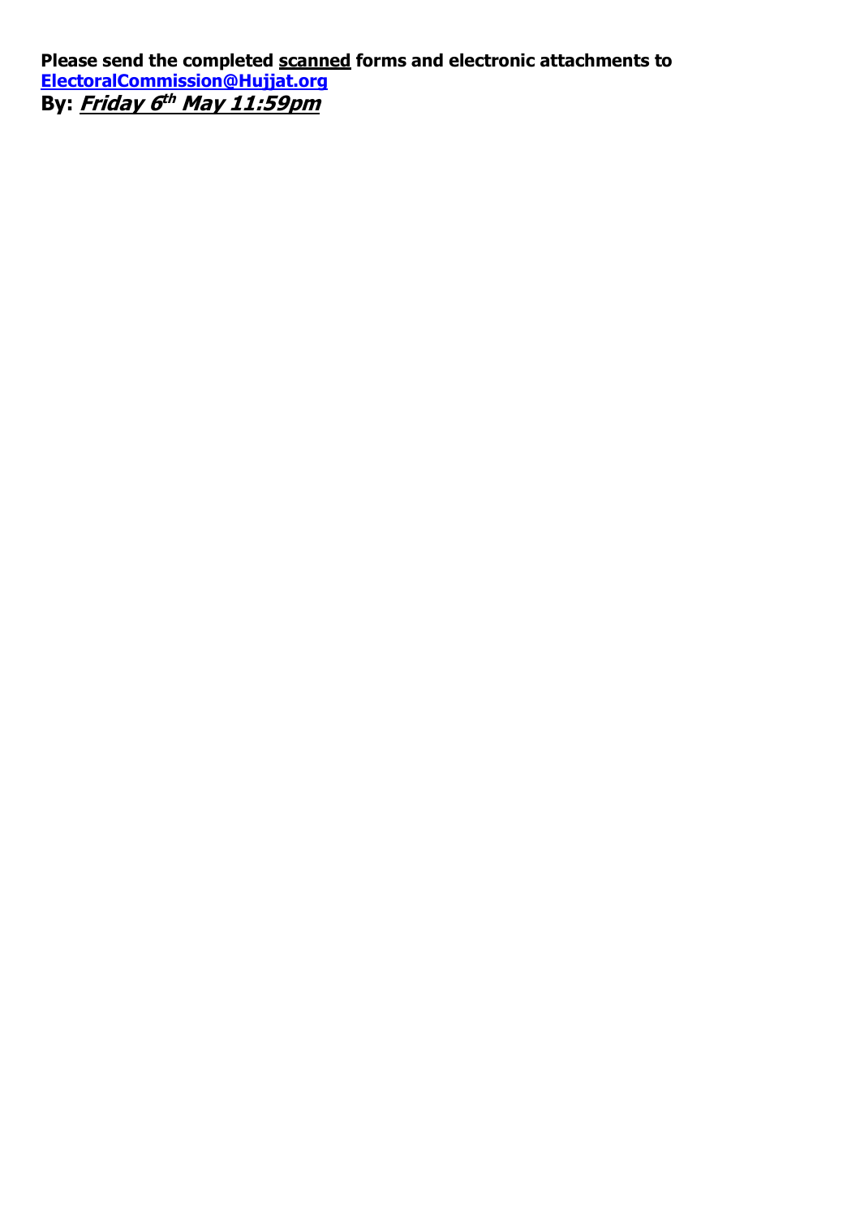**Please send the completed <u>scanned</u> forms and electronic attachments to**
**[ElectoralCommission@Hujjat.org](mailto:ElectoralCommission@Hujjat.org)**
**By: *<u>Friday 6th May 11:59pm</u>***